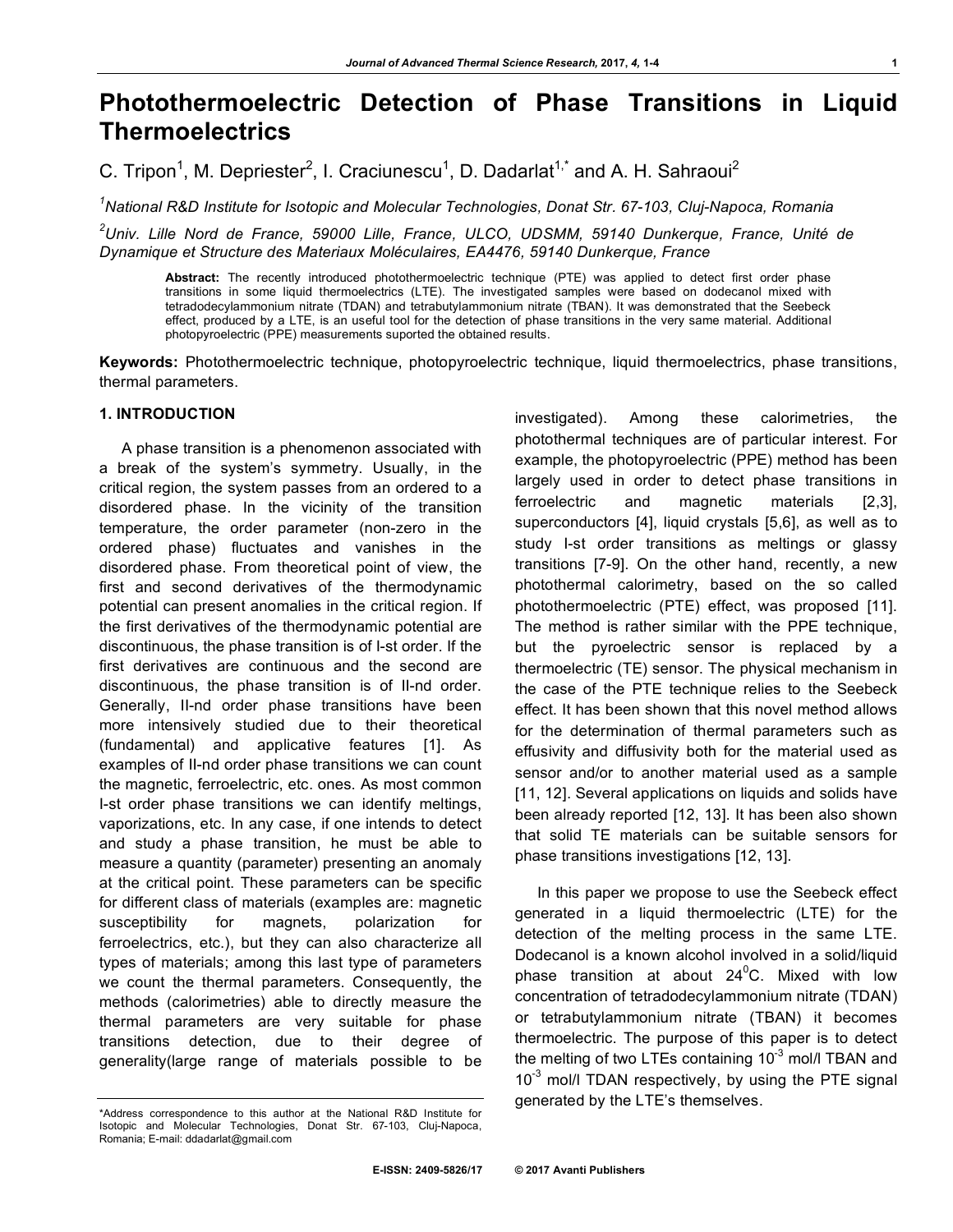# Photothermoelectric Detection of Phase Transitions in Liquid Thermoelectrics

C. Tripon[1], M. Depriester[2], I. Craciunescu[1], D. Dadarlat[1,*] and A. H. Sahraoui[2]

[1]*National R&D Institute for Isotopic and Molecular Technologies, Donat Str. 67-103, Cluj-Napoca, Romania*

[2]*Univ. Lille Nord de France, 59000 Lille, France, ULCO, UDSMM, 59140 Dunkerque, France, Unité de Dynamique et Structure des Materiaux Moléculaires, EA4476, 59140 Dunkerque, France*

**Abstract:** The recently introduced photothermoelectric technique (PTE) was applied to detect first order phase transitions in some liquid thermoelectrics (LTE). The investigated samples were based on dodecanol mixed with tetradodecylammonium nitrate (TDAN) and tetrabutylammonium nitrate (TBAN). It was demonstrated that the Seebeck effect, produced by a LTE, is an useful tool for the detection of phase transitions in the very same material. Additional photopyroelectric (PPE) measurements suported the obtained results.

**Keywords:** Photothermoelectric technique, photopyroelectric technique, liquid thermoelectrics, phase transitions, thermal parameters.

## 1. INTRODUCTION

A phase transition is a phenomenon associated with a break of the system's symmetry. Usually, in the critical region, the system passes from an ordered to a disordered phase. In the vicinity of the transition temperature, the order parameter (non-zero in the ordered phase) fluctuates and vanishes in the disordered phase. From theoretical point of view, the first and second derivatives of the thermodynamic potential can present anomalies in the critical region. If the first derivatives of the thermodynamic potential are discontinuous, the phase transition is of I-st order. If the first derivatives are continuous and the second are discontinuous, the phase transition is of II-nd order. Generally, II-nd order phase transitions have been more intensively studied due to their theoretical (fundamental) and applicative features [1]. As examples of II-nd order phase transitions we can count the magnetic, ferroelectric, etc. ones. As most common I-st order phase transitions we can identify meltings, vaporizations, etc. In any case, if one intends to detect and study a phase transition, he must be able to measure a quantity (parameter) presenting an anomaly at the critical point. These parameters can be specific for different class of materials (examples are: magnetic susceptibility for magnets, polarization for ferroelectrics, etc.), but they can also characterize all types of materials; among this last type of parameters we count the thermal parameters. Consequently, the methods (calorimetries) able to directly measure the thermal parameters are very suitable for phase transitions detection, due to their degree of generality(large range of materials possible to be investigated). Among these calorimetries, the photothermal techniques are of particular interest. For example, the photopyroelectric (PPE) method has been largely used in order to detect phase transitions in ferroelectric and magnetic materials [2,3], superconductors [4], liquid crystals [5,6], as well as to study I-st order transitions as meltings or glassy transitions [7-9]. On the other hand, recently, a new photothermal calorimetry, based on the so called photothermoelectric (PTE) effect, was proposed [11]. The method is rather similar with the PPE technique, but the pyroelectric sensor is replaced by a thermoelectric (TE) sensor. The physical mechanism in the case of the PTE technique relies to the Seebeck effect. It has been shown that this novel method allows for the determination of thermal parameters such as effusivity and diffusivity both for the material used as sensor and/or to another material used as a sample [11, 12]. Several applications on liquids and solids have been already reported [12, 13]. It has been also shown that solid TE materials can be suitable sensors for phase transitions investigations [12, 13].

In this paper we propose to use the Seebeck effect generated in a liquid thermoelectric (LTE) for the detection of the melting process in the same LTE. Dodecanol is a known alcohol involved in a solid/liquid phase transition at about $24^0$C. Mixed with low concentration of tetradodecylammonium nitrate (TDAN) or tetrabutylammonium nitrate (TBAN) it becomes thermoelectric. The purpose of this paper is to detect the melting of two LTEs containing $10^{-3}$ mol/l TBAN and $10^{-3}$ mol/l TDAN respectively, by using the PTE signal generated by the LTE's themselves.

*Address correspondence to this author at the National R&D Institute for Isotopic and Molecular Technologies, Donat Str. 67-103, Cluj-Napoca, Romania; E-mail: ddadarlat@gmail.com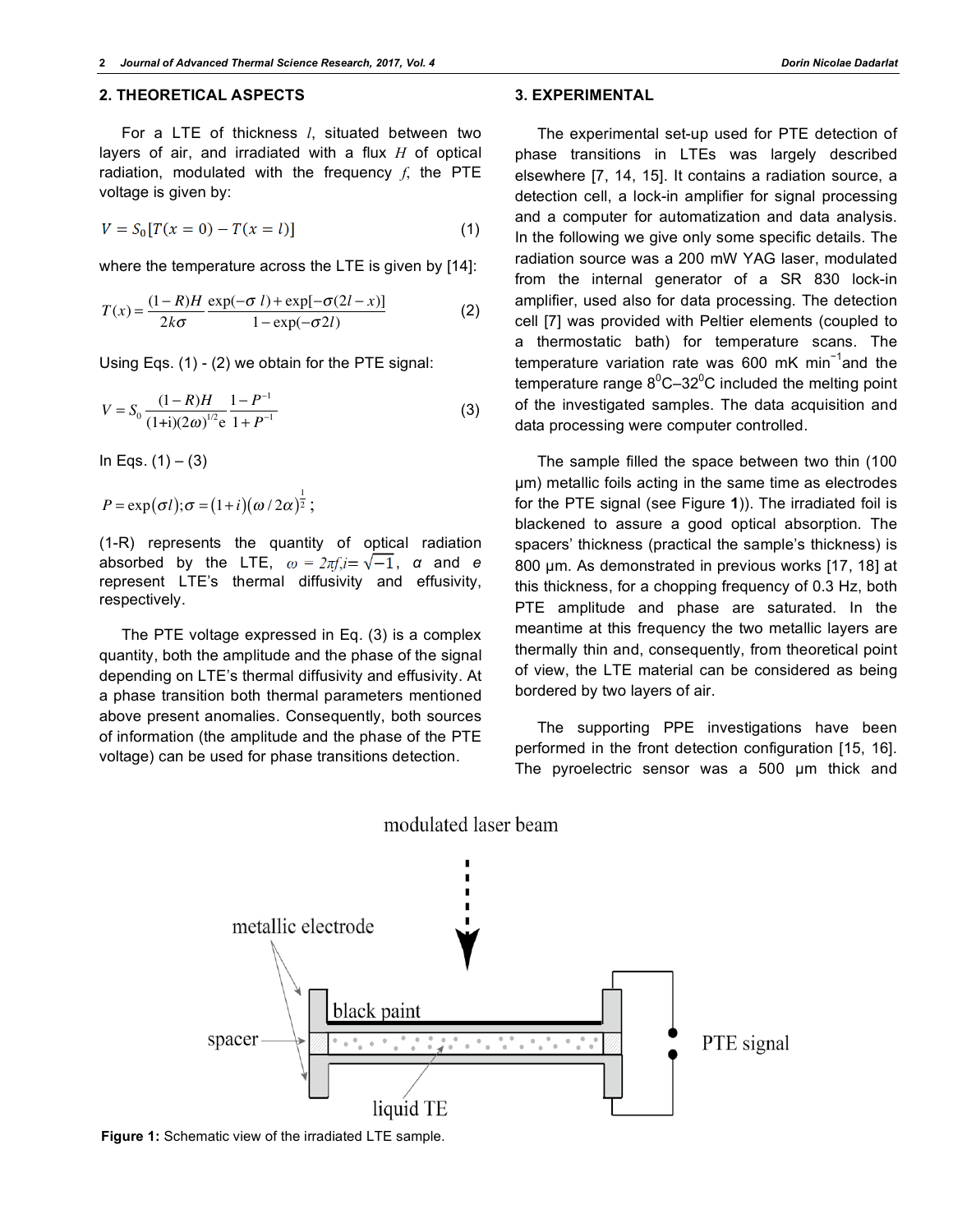## 2. THEORETICAL ASPECTS

For a LTE of thickness $l$, situated between two layers of air, and irradiated with a flux $H$ of optical radiation, modulated with the frequency $f$, the PTE voltage is given by:

$$V = S_0[T(x=0) - T(x=l)] \tag{1}$$

where the temperature across the LTE is given by [14]:

$$T(x) = \frac{(1-R)H}{2k\sigma}\frac{\exp(-\sigma\, l) + \exp[-\sigma(2l-x)]}{1-\exp(-\sigma 2l)} \tag{2}$$

Using Eqs. (1) - (2) we obtain for the PTE signal:

$$V = S_0 \frac{(1-R)H}{(1+\mathrm{i})(2\omega)^{1/2}\mathrm{e}} \frac{1-P^{-1}}{1+P^{-1}} \tag{3}$$

In Eqs. (1) – (3)

$$P = \exp(\sigma l); \sigma = (1+i)(\omega / 2\alpha)^{\frac{1}{2}};$$

(1-R) represents the quantity of optical radiation absorbed by the LTE, $\omega = 2\pi f, i = \sqrt{-1}$, $\alpha$ and $e$ represent LTE's thermal diffusivity and effusivity, respectively.

The PTE voltage expressed in Eq. (3) is a complex quantity, both the amplitude and the phase of the signal depending on LTE's thermal diffusivity and effusivity. At a phase transition both thermal parameters mentioned above present anomalies. Consequently, both sources of information (the amplitude and the phase of the PTE voltage) can be used for phase transitions detection.

## 3. EXPERIMENTAL

The experimental set-up used for PTE detection of phase transitions in LTEs was largely described elsewhere [7, 14, 15]. It contains a radiation source, a detection cell, a lock-in amplifier for signal processing and a computer for automatization and data analysis. In the following we give only some specific details. The radiation source was a 200 mW YAG laser, modulated from the internal generator of a SR 830 lock-in amplifier, used also for data processing. The detection cell [7] was provided with Peltier elements (coupled to a thermostatic bath) for temperature scans. The temperature variation rate was 600 mK $\min^{-1}$and the temperature range $8^0$C–$32^0$C included the melting point of the investigated samples. The data acquisition and data processing were computer controlled.

The sample filled the space between two thin (100 μm) metallic foils acting in the same time as electrodes for the PTE signal (see Figure **1**)). The irradiated foil is blackened to assure a good optical absorption. The spacers' thickness (practical the sample's thickness) is 800 μm. As demonstrated in previous works [17, 18] at this thickness, for a chopping frequency of 0.3 Hz, both PTE amplitude and phase are saturated. In the meantime at this frequency the two metallic layers are thermally thin and, consequently, from theoretical point of view, the LTE material can be considered as being bordered by two layers of air.

The supporting PPE investigations have been performed in the front detection configuration [15, 16]. The pyroelectric sensor was a 500 μm thick and

**Figure 1:** Schematic view of the irradiated LTE sample.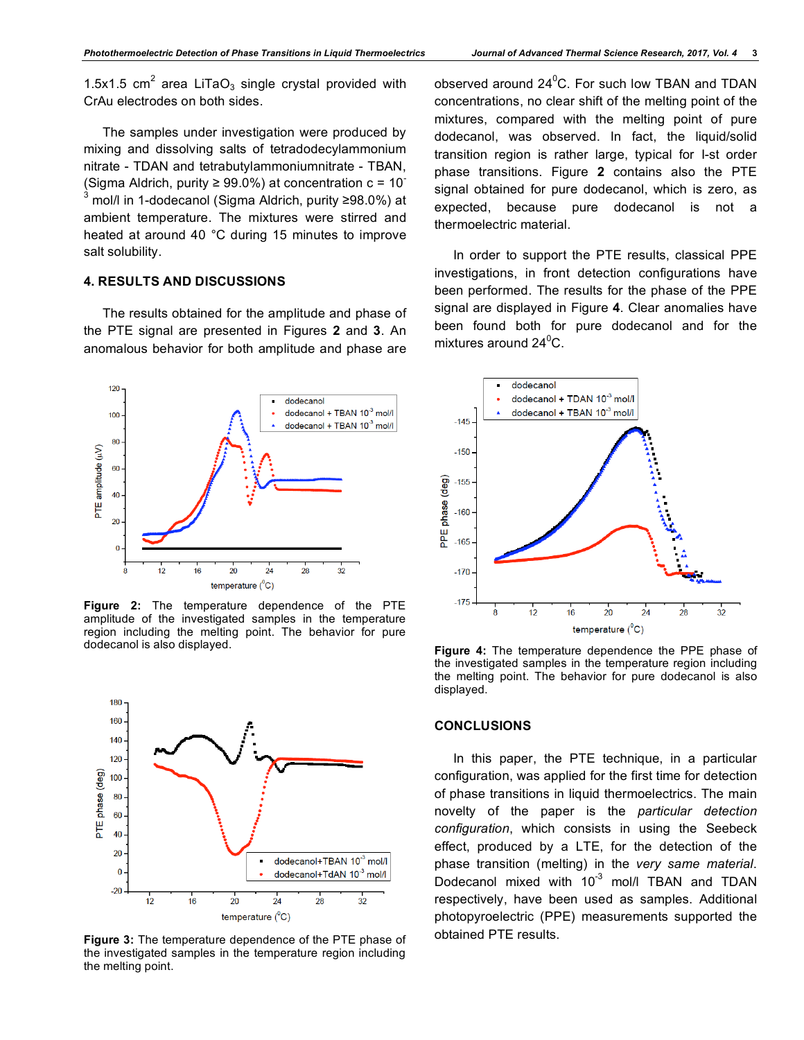1.5x1.5 $cm^2$ area $LiTaO_3$ single crystal provided with CrAu electrodes on both sides.

The samples under investigation were produced by mixing and dissolving salts of tetradodecylammonium nitrate - TDAN and tetrabutylammoniumnitrate - TBAN, (Sigma Aldrich, purity ≥ 99.0%) at concentration c = $10^{-3}$ mol/l in 1-dodecanol (Sigma Aldrich, purity ≥98.0%) at ambient temperature. The mixtures were stirred and heated at around 40 °C during 15 minutes to improve salt solubility.

## 4. RESULTS AND DISCUSSIONS

The results obtained for the amplitude and phase of the PTE signal are presented in Figures **2** and **3**. An anomalous behavior for both amplitude and phase are observed around 24$^0$C. For such low TBAN and TDAN concentrations, no clear shift of the melting point of the mixtures, compared with the melting point of pure dodecanol, was observed. In fact, the liquid/solid transition region is rather large, typical for I-st order phase transitions. Figure **2** contains also the PTE signal obtained for pure dodecanol, which is zero, as expected, because pure dodecanol is not a thermoelectric material.

**Figure 2:** The temperature dependence of the PTE amplitude of the investigated samples in the temperature region including the melting point. The behavior for pure dodecanol is also displayed.

**Figure 3:** The temperature dependence of the PTE phase of the investigated samples in the temperature region including the melting point.

In order to support the PTE results, classical PPE investigations, in front detection configurations have been performed. The results for the phase of the PPE signal are displayed in Figure **4**. Clear anomalies have been found both for pure dodecanol and for the mixtures around 24$^0$C.

**Figure 4:** The temperature dependence the PPE phase of the investigated samples in the temperature region including the melting point. The behavior for pure dodecanol is also displayed.

## CONCLUSIONS

In this paper, the PTE technique, in a particular configuration, was applied for the first time for detection of phase transitions in liquid thermoelectrics. The main novelty of the paper is the *particular detection configuration*, which consists in using the Seebeck effect, produced by a LTE, for the detection of the phase transition (melting) in the *very same material*. Dodecanol mixed with $10^{-3}$ mol/l TBAN and TDAN respectively, have been used as samples. Additional photopyroelectric (PPE) measurements supported the obtained PTE results.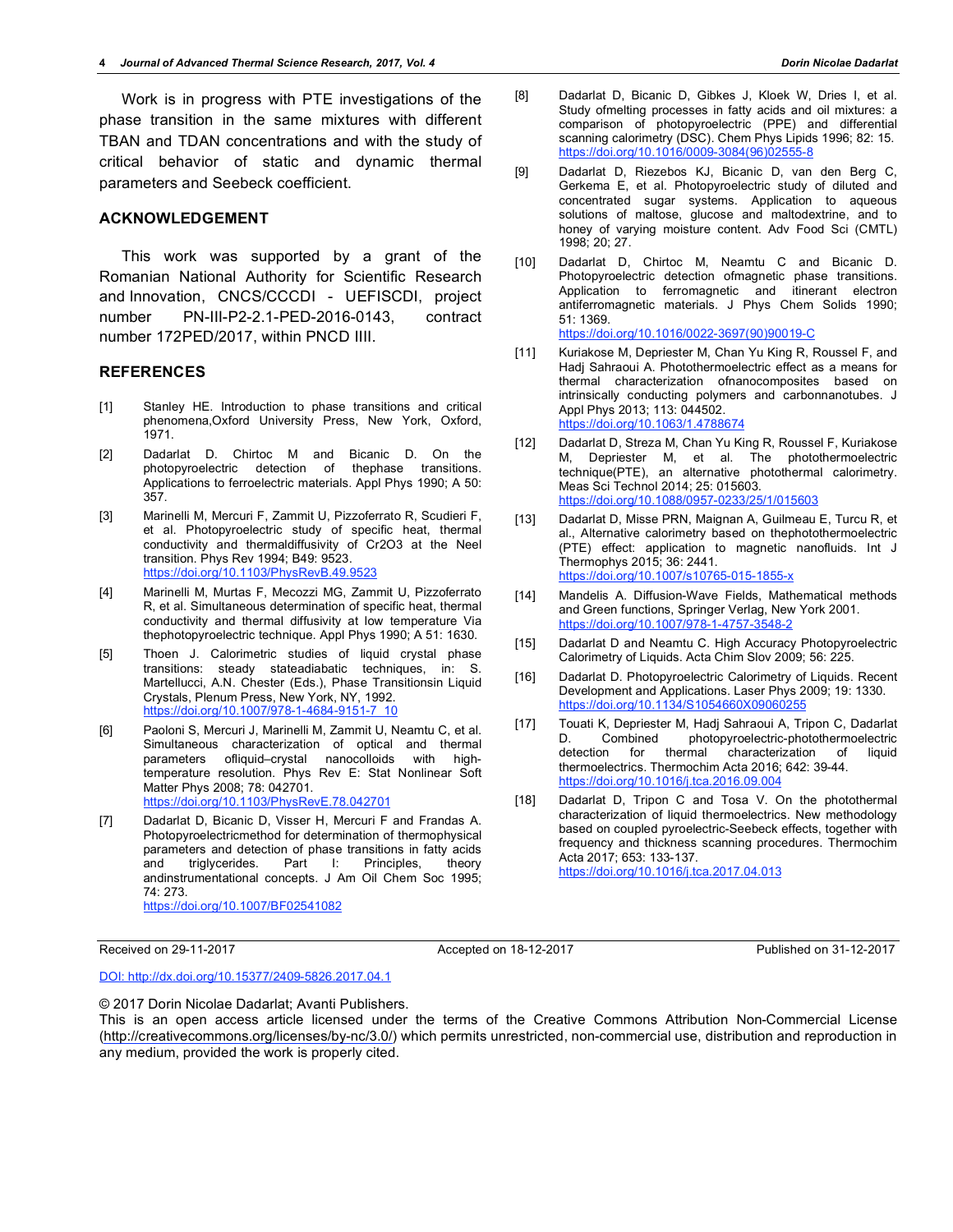Work is in progress with PTE investigations of the phase transition in the same mixtures with different TBAN and TDAN concentrations and with the study of critical behavior of static and dynamic thermal parameters and Seebeck coefficient.

## ACKNOWLEDGEMENT

This work was supported by a grant of the Romanian National Authority for Scientific Research and Innovation, CNCS/CCCDI - UEFISCDI, project number PN-III-P2-2.1-PED-2016-0143, contract number 172PED/2017, within PNCD IIII.

## REFERENCES

[1] Stanley HE. Introduction to phase transitions and critical phenomena,Oxford University Press, New York, Oxford, 1971.

[2] Dadarlat D. Chirtoc M and Bicanic D. On the photopyroelectric detection of thephase transitions. Applications to ferroelectric materials. Appl Phys 1990; A 50: 357.

[3] Marinelli M, Mercuri F, Zammit U, Pizzoferrato R, Scudieri F, et al. Photopyroelectric study of specific heat, thermal conductivity and thermaldiffusivity of Cr2O3 at the Neel transition. Phys Rev 1994; B49: 9523. https://doi.org/10.1103/PhysRevB.49.9523

[4] Marinelli M, Murtas F, Mecozzi MG, Zammit U, Pizzoferrato R, et al. Simultaneous determination of specific heat, thermal conductivity and thermal diffusivity at low temperature Via thephotopyroelectric technique. Appl Phys 1990; A 51: 1630.

[5] Thoen J. Calorimetric studies of liquid crystal phase transitions: steady stateadiabatic techniques, in: S. Martellucci, A.N. Chester (Eds.), Phase Transitionsin Liquid Crystals, Plenum Press, New York, NY, 1992. https://doi.org/10.1007/978-1-4684-9151-7_10

[6] Paoloni S, Mercuri J, Marinelli M, Zammit U, Neamtu C, et al. Simultaneous characterization of optical and thermal parameters ofliquid–crystal nanocolloids with high-temperature resolution. Phys Rev E: Stat Nonlinear Soft Matter Phys 2008; 78: 042701. https://doi.org/10.1103/PhysRevE.78.042701

[7] Dadarlat D, Bicanic D, Visser H, Mercuri F and Frandas A. Photopyroelectricmethod for determination of thermophysical parameters and detection of phase transitions in fatty acids and triglycerides. Part I: Principles, theory andinstrumentational concepts. J Am Oil Chem Soc 1995; 74: 273. https://doi.org/10.1007/BF02541082

[8] Dadarlat D, Bicanic D, Gibkes J, Kloek W, Dries I, et al. Study ofmelting processes in fatty acids and oil mixtures: a comparison of photopyroelectric (PPE) and differential scanning calorimetry (DSC). Chem Phys Lipids 1996; 82: 15. https://doi.org/10.1016/0009-3084(96)02555-8

[9] Dadarlat D, Riezebos KJ, Bicanic D, van den Berg C, Gerkema E, et al. Photopyroelectric study of diluted and concentrated sugar systems. Application to aqueous solutions of maltose, glucose and maltodextrine, and to honey of varying moisture content. Adv Food Sci (CMTL) 1998; 20; 27.

[10] Dadarlat D, Chirtoc M, Neamtu C and Bicanic D. Photopyroelectric detection ofmagnetic phase transitions. Application to ferromagnetic and itinerant electron antiferromagnetic materials. J Phys Chem Solids 1990; 51: 1369. https://doi.org/10.1016/0022-3697(90)90019-C

[11] Kuriakose M, Depriester M, Chan Yu King R, Roussel F, and Hadj Sahraoui A. Photothermoelectric effect as a means for thermal characterization ofnanocomposites based on intrinsically conducting polymers and carbonnanotubes. J Appl Phys 2013; 113: 044502. https://doi.org/10.1063/1.4788674

[12] Dadarlat D, Streza M, Chan Yu King R, Roussel F, Kuriakose M, Depriester M, et al. The photothermoelectric technique(PTE), an alternative photothermal calorimetry. Meas Sci Technol 2014; 25: 015603. https://doi.org/10.1088/0957-0233/25/1/015603

[13] Dadarlat D, Misse PRN, Maignan A, Guilmeau E, Turcu R, et al., Alternative calorimetry based on thephotothermoelectric (PTE) effect: application to magnetic nanofluids. Int J Thermophys 2015; 36: 2441. https://doi.org/10.1007/s10765-015-1855-x

[14] Mandelis A. Diffusion-Wave Fields, Mathematical methods and Green functions, Springer Verlag, New York 2001. https://doi.org/10.1007/978-1-4757-3548-2

[15] Dadarlat D and Neamtu C. High Accuracy Photopyroelectric Calorimetry of Liquids. Acta Chim Slov 2009; 56: 225.

[16] Dadarlat D. Photopyroelectric Calorimetry of Liquids. Recent Development and Applications. Laser Phys 2009; 19: 1330. https://doi.org/10.1134/S1054660X09060255

[17] Touati K, Depriester M, Hadj Sahraoui A, Tripon C, Dadarlat D. Combined photopyroelectric-photothermoelectric detection for thermal characterization of liquid thermoelectrics. Thermochim Acta 2016; 642: 39-44. https://doi.org/10.1016/j.tca.2016.09.004

[18] Dadarlat D, Tripon C and Tosa V. On the photothermal characterization of liquid thermoelectrics. New methodology based on coupled pyroelectric-Seebeck effects, together with frequency and thickness scanning procedures. Thermochim Acta 2017; 653: 133-137. https://doi.org/10.1016/j.tca.2017.04.013

Received on 29-11-2017 Accepted on 18-12-2017 Published on 31-12-2017

DOI: http://dx.doi.org/10.15377/2409-5826.2017.04.1

© 2017 Dorin Nicolae Dadarlat; Avanti Publishers.

This is an open access article licensed under the terms of the Creative Commons Attribution Non-Commercial License (http://creativecommons.org/licenses/by-nc/3.0/) which permits unrestricted, non-commercial use, distribution and reproduction in any medium, provided the work is properly cited.